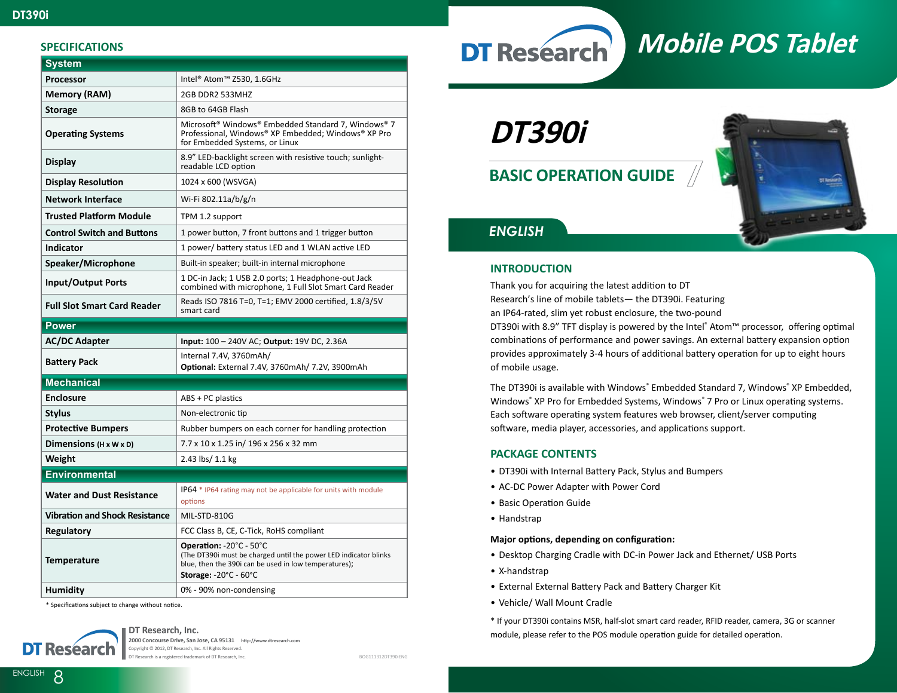# DT390i

## SPECIFICATIONS

| System | |
|---|---|
| **Processor** | Intel® Atom™ Z530, 1.6GHz |
| **Memory (RAM)** | 2GB DDR2 533MHZ |
| **Storage** | 8GB to 64GB Flash |
| **Operating Systems** | Microsoft® Windows® Embedded Standard 7, Windows® 7 Professional, Windows® XP Embedded; Windows® XP Pro for Embedded Systems, or Linux |
| **Display** | 8.9" LED-backlight screen with resistive touch; sunlight-readable LCD option |
| **Display Resolution** | 1024 x 600 (WSVGA) |
| **Network Interface** | Wi-Fi 802.11a/b/g/n |
| **Trusted Platform Module** | TPM 1.2 support |
| **Control Switch and Buttons** | 1 power button, 7 front buttons and 1 trigger button |
| **Indicator** | 1 power/ battery status LED and 1 WLAN active LED |
| **Speaker/Microphone** | Built-in speaker; built-in internal microphone |
| **Input/Output Ports** | 1 DC-in Jack; 1 USB 2.0 ports; 1 Headphone-out Jack combined with microphone, 1 Full Slot Smart Card Reader |
| **Full Slot Smart Card Reader** | Reads ISO 7816 T=0, T=1; EMV 2000 certified, 1.8/3/5V smart card |
| **Power** | |
| **AC/DC Adapter** | **Input:** 100 – 240V AC; **Output:** 19V DC, 2.36A |
| **Battery Pack** | Internal 7.4V, 3760mAh/ **Optional:** External 7.4V, 3760mAh/ 7.2V, 3900mAh |
| **Mechanical** | |
| **Enclosure** | ABS + PC plastics |
| **Stylus** | Non-electronic tip |
| **Protective Bumpers** | Rubber bumpers on each corner for handling protection |
| **Dimensions** (H x W x D) | 7.7 x 10 x 1.25 in/ 196 x 256 x 32 mm |
| **Weight** | 2.43 lbs/ 1.1 kg |
| **Environmental** | |
| **Water and Dust Resistance** | IP64 * IP64 rating may not be applicable for units with module options |
| **Vibration and Shock Resistance** | MIL-STD-810G |
| **Regulatory** | FCC Class B, CE, C-Tick, RoHS compliant |
| **Temperature** | **Operation:** -20°C - 50°C (The DT390i must be charged until the power LED indicator blinks blue, then the 390i can be used in low temperatures); **Storage:** -20°C - 60°C |
| **Humidity** | 0% - 90% non-condensing |

\* Specifications subject to change without notice.

**DT Research, Inc.**
2000 Concourse Drive, San Jose, CA 95131 http://www.dtresearch.com
Copyright © 2012, DT Research, Inc. All Rights Reserved.
DT Research is a registered trademark of DT Research, Inc.

BOG111312DT390iENG

# DT Research — Mobile POS Tablet

# DT390i

## BASIC OPERATION GUIDE

### ENGLISH

## INTRODUCTION

Thank you for acquiring the latest addition to DT Research's line of mobile tablets— the DT390i. Featuring an IP64-rated, slim yet robust enclosure, the two-pound DT390i with 8.9" TFT display is powered by the Intel® Atom™ processor, offering optimal combinations of performance and power savings. An external battery expansion option provides approximately 3-4 hours of additional battery operation for up to eight hours of mobile usage.

The DT390i is available with Windows® Embedded Standard 7, Windows® XP Embedded, Windows® XP Pro for Embedded Systems, Windows® 7 Pro or Linux operating systems. Each software operating system features web browser, client/server computing software, media player, accessories, and applications support.

## PACKAGE CONTENTS

- DT390i with Internal Battery Pack, Stylus and Bumpers
- AC-DC Power Adapter with Power Cord
- Basic Operation Guide
- Handstrap

**Major options, depending on configuration:**

- Desktop Charging Cradle with DC-in Power Jack and Ethernet/ USB Ports
- X-handstrap
- External External Battery Pack and Battery Charger Kit
- Vehicle/ Wall Mount Cradle

\* If your DT390i contains MSR, half-slot smart card reader, RFID reader, camera, 3G or scanner module, please refer to the POS module operation guide for detailed operation.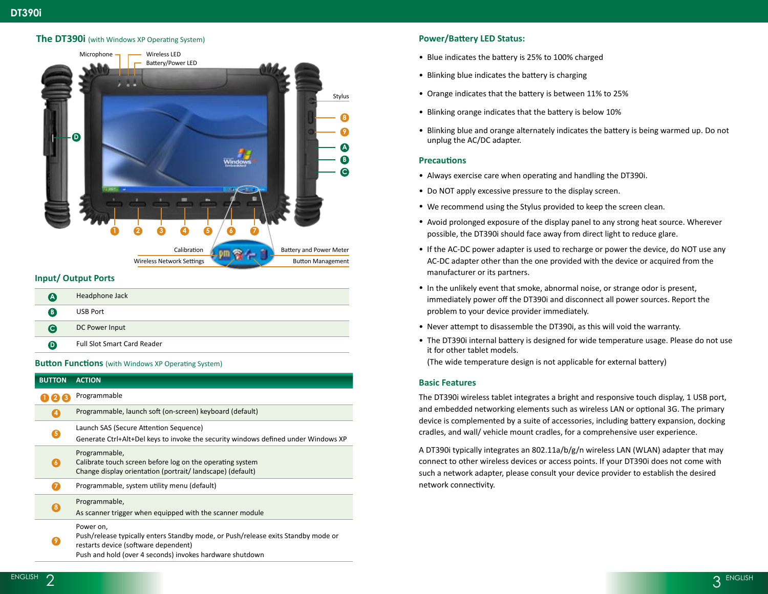## The DT390i (with Windows XP Operating System)

Microphone
Wireless LED
Battery/Power LED
Stylus
Calibration
Battery and Power Meter
Wireless Network Settings
Button Management

## Input/ Output Ports

| | |
|---|---|
| A | Headphone Jack |
| B | USB Port |
| C | DC Power Input |
| D | Full Slot Smart Card Reader |

## Button Functions (with Windows XP Operating System)

| BUTTON | ACTION |
|---|---|
| 1 2 3 | Programmable |
| 4 | Programmable, launch soft (on-screen) keyboard (default) |
| 5 | Launch SAS (Secure Attention Sequence)<br>Generate Ctrl+Alt+Del keys to invoke the security windows defined under Windows XP |
| 6 | Programmable,<br>Calibrate touch screen before log on the operating system<br>Change display orientation (portrait/ landscape) (default) |
| 7 | Programmable, system utility menu (default) |
| 8 | Programmable,<br>As scanner trigger when equipped with the scanner module |
| 9 | Power on,<br>Push/release typically enters Standby mode, or Push/release exits Standby mode or restarts device (software dependent)<br>Push and hold (over 4 seconds) invokes hardware shutdown |

## Power/Battery LED Status:

- Blue indicates the battery is 25% to 100% charged
- Blinking blue indicates the battery is charging
- Orange indicates that the battery is between 11% to 25%
- Blinking orange indicates that the battery is below 10%
- Blinking blue and orange alternately indicates the battery is being warmed up. Do not unplug the AC/DC adapter.

## Precautions

- Always exercise care when operating and handling the DT390i.
- Do NOT apply excessive pressure to the display screen.
- We recommend using the Stylus provided to keep the screen clean.
- Avoid prolonged exposure of the display panel to any strong heat source. Wherever possible, the DT390i should face away from direct light to reduce glare.
- If the AC-DC power adapter is used to recharge or power the device, do NOT use any AC-DC adapter other than the one provided with the device or acquired from the manufacturer or its partners.
- In the unlikely event that smoke, abnormal noise, or strange odor is present, immediately power off the DT390i and disconnect all power sources. Report the problem to your device provider immediately.
- Never attempt to disassemble the DT390i, as this will void the warranty.
- The DT390i internal battery is designed for wide temperature usage. Please do not use it for other tablet models.
  (The wide temperature design is not applicable for external battery)

## Basic Features

The DT390i wireless tablet integrates a bright and responsive touch display, 1 USB port, and embedded networking elements such as wireless LAN or optional 3G. The primary device is complemented by a suite of accessories, including battery expansion, docking cradles, and wall/ vehicle mount cradles, for a comprehensive user experience.

A DT390i typically integrates an 802.11a/b/g/n wireless LAN (WLAN) adapter that may connect to other wireless devices or access points. If your DT390i does not come with such a network adapter, please consult your device provider to establish the desired network connectivity.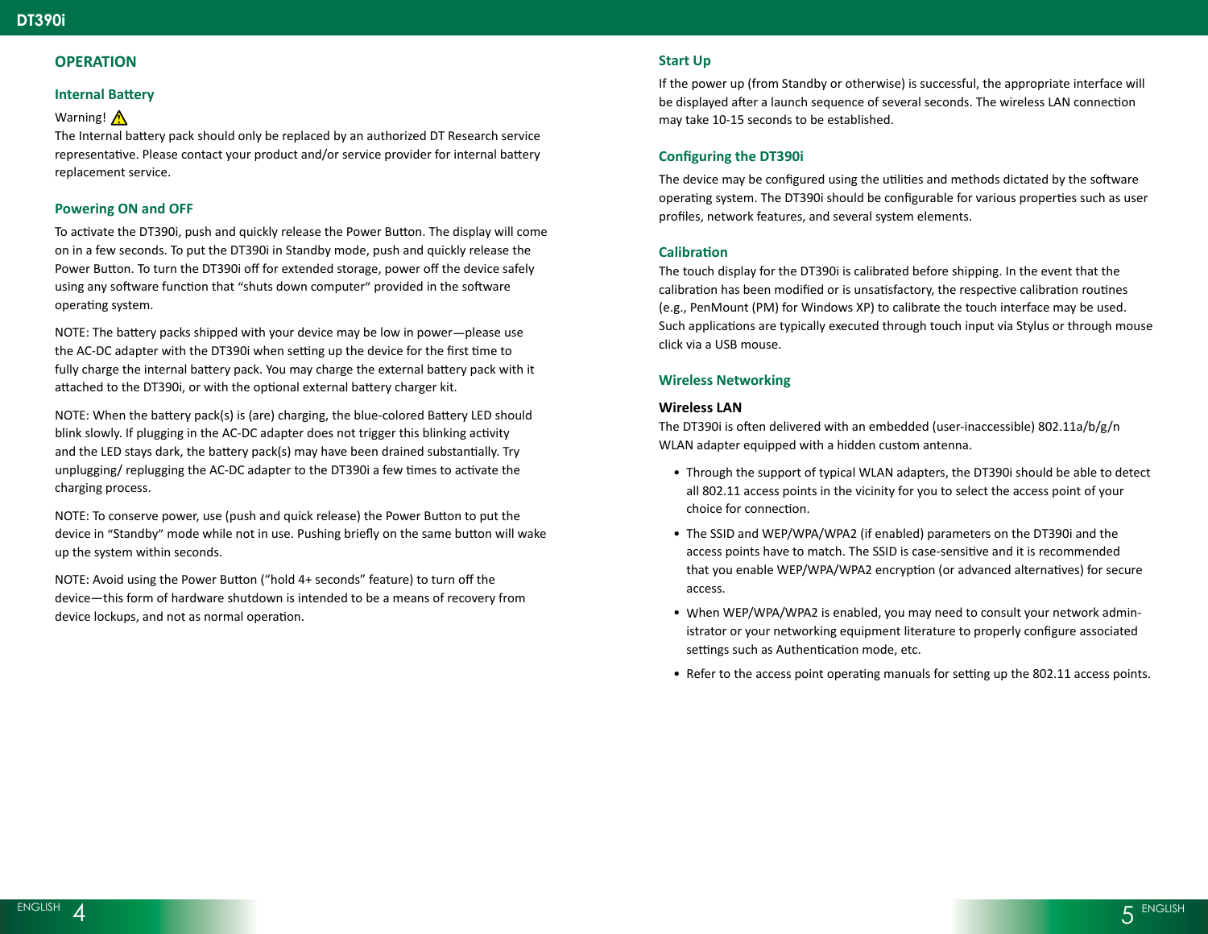# OPERATION

## Internal Battery

Warning! ⚠

The Internal battery pack should only be replaced by an authorized DT Research service representative. Please contact your product and/or service provider for internal battery replacement service.

## Powering ON and OFF

To activate the DT390i, push and quickly release the Power Button. The display will come on in a few seconds. To put the DT390i in Standby mode, push and quickly release the Power Button. To turn the DT390i off for extended storage, power off the device safely using any software function that “shuts down computer” provided in the software operating system.

NOTE: The battery packs shipped with your device may be low in power—please use the AC-DC adapter with the DT390i when setting up the device for the first time to fully charge the internal battery pack. You may charge the external battery pack with it attached to the DT390i, or with the optional external battery charger kit.

NOTE: When the battery pack(s) is (are) charging, the blue-colored Battery LED should blink slowly. If plugging in the AC-DC adapter does not trigger this blinking activity and the LED stays dark, the battery pack(s) may have been drained substantially. Try unplugging/ replugging the AC-DC adapter to the DT390i a few times to activate the charging process.

NOTE: To conserve power, use (push and quick release) the Power Button to put the device in “Standby” mode while not in use. Pushing briefly on the same button will wake up the system within seconds.

NOTE: Avoid using the Power Button (“hold 4+ seconds” feature) to turn off the device—this form of hardware shutdown is intended to be a means of recovery from device lockups, and not as normal operation.

## Start Up

If the power up (from Standby or otherwise) is successful, the appropriate interface will be displayed after a launch sequence of several seconds. The wireless LAN connection may take 10-15 seconds to be established.

## Configuring the DT390i

The device may be configured using the utilities and methods dictated by the software operating system. The DT390i should be configurable for various properties such as user profiles, network features, and several system elements.

## Calibration

The touch display for the DT390i is calibrated before shipping. In the event that the calibration has been modified or is unsatisfactory, the respective calibration routines (e.g., PenMount (PM) for Windows XP) to calibrate the touch interface may be used. Such applications are typically executed through touch input via Stylus or through mouse click via a USB mouse.

## Wireless Networking

### Wireless LAN

The DT390i is often delivered with an embedded (user-inaccessible) 802.11a/b/g/n WLAN adapter equipped with a hidden custom antenna.

- Through the support of typical WLAN adapters, the DT390i should be able to detect all 802.11 access points in the vicinity for you to select the access point of your choice for connection.
- The SSID and WEP/WPA/WPA2 (if enabled) parameters on the DT390i and the access points have to match. The SSID is case-sensitive and it is recommended that you enable WEP/WPA/WPA2 encryption (or advanced alternatives) for secure access.
- When WEP/WPA/WPA2 is enabled, you may need to consult your network administrator or your networking equipment literature to properly configure associated settings such as Authentication mode, etc.
- Refer to the access point operating manuals for setting up the 802.11 access points.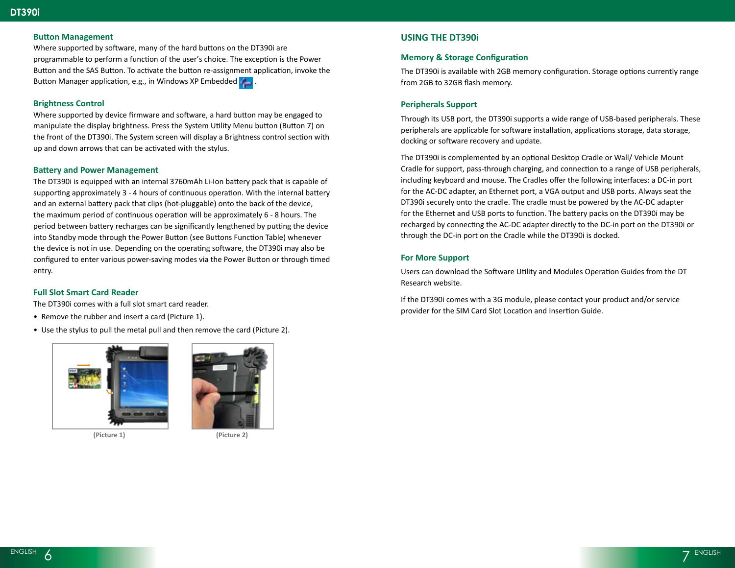### Button Management

Where supported by software, many of the hard buttons on the DT390i are programmable to perform a function of the user's choice. The exception is the Power Button and the SAS Button. To activate the button re-assignment application, invoke the Button Manager application, e.g., in Windows XP Embedded .

### Brightness Control

Where supported by device firmware and software, a hard button may be engaged to manipulate the display brightness. Press the System Utility Menu button (Button 7) on the front of the DT390i. The System screen will display a Brightness control section with up and down arrows that can be activated with the stylus.

### Battery and Power Management

The DT390i is equipped with an internal 3760mAh Li-Ion battery pack that is capable of supporting approximately 3 - 4 hours of continuous operation. With the internal battery and an external battery pack that clips (hot-pluggable) onto the back of the device, the maximum period of continuous operation will be approximately 6 - 8 hours. The period between battery recharges can be significantly lengthened by putting the device into Standby mode through the Power Button (see Buttons Function Table) whenever the device is not in use. Depending on the operating software, the DT390i may also be configured to enter various power-saving modes via the Power Button or through timed entry.

### Full Slot Smart Card Reader

The DT390i comes with a full slot smart card reader.

- Remove the rubber and insert a card (Picture 1).
- Use the stylus to pull the metal pull and then remove the card (Picture 2).

(Picture 1)

(Picture 2)

## USING THE DT390i

### Memory & Storage Configuration

The DT390i is available with 2GB memory configuration. Storage options currently range from 2GB to 32GB flash memory.

### Peripherals Support

Through its USB port, the DT390i supports a wide range of USB-based peripherals. These peripherals are applicable for software installation, applications storage, data storage, docking or software recovery and update.

The DT390i is complemented by an optional Desktop Cradle or Wall/ Vehicle Mount Cradle for support, pass-through charging, and connection to a range of USB peripherals, including keyboard and mouse. The Cradles offer the following interfaces: a DC-in port for the AC-DC adapter, an Ethernet port, a VGA output and USB ports. Always seat the DT390i securely onto the cradle. The cradle must be powered by the AC-DC adapter for the Ethernet and USB ports to function. The battery packs on the DT390i may be recharged by connecting the AC-DC adapter directly to the DC-in port on the DT390i or through the DC-in port on the Cradle while the DT390i is docked.

### For More Support

Users can download the Software Utility and Modules Operation Guides from the DT Research website.

If the DT390i comes with a 3G module, please contact your product and/or service provider for the SIM Card Slot Location and Insertion Guide.